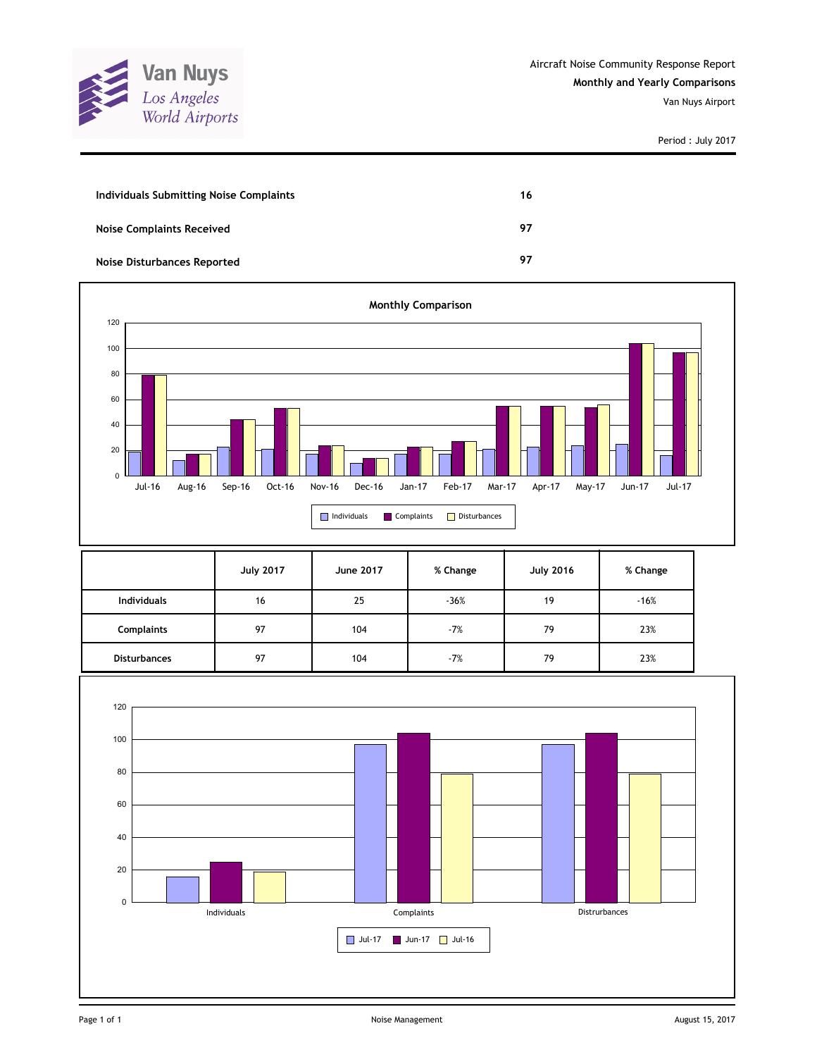Van Nuys
Los Angeles World Airports

Aircraft Noise Community Response Report
**Monthly and Yearly Comparisons**
Van Nuys Airport

Period : July 2017

| | |
|---|---|
| **Individuals Submitting Noise Complaints** | **16** |
| **Noise Complaints Received** | **97** |
| **Noise Disturbances Reported** | **97** |

**Monthly Comparison**

| Month | Individuals | Complaints | Disturbances |
|---|---|---|---|
| Jul-16 | 19 | 79 | 79 |
| Aug-16 | 12 | 17 | 17 |
| Sep-16 | 23 | 44 | 44 |
| Oct-16 | 21 | 53 | 53 |
| Nov-16 | 17 | 24 | 24 |
| Dec-16 | 10 | 14 | 14 |
| Jan-17 | 17 | 23 | 23 |
| Feb-17 | 17 | 27 | 27 |
| Mar-17 | 21 | 55 | 55 |
| Apr-17 | 23 | 55 | 55 |
| May-17 | 24 | 54 | 56 |
| Jun-17 | 25 | 104 | 104 |
| Jul-17 | 16 | 97 | 97 |

| | July 2017 | June 2017 | % Change | July 2016 | % Change |
|---|---|---|---|---|---|
| **Individuals** | 16 | 25 | -36% | 19 | -16% |
| **Complaints** | 97 | 104 | -7% | 79 | 23% |
| **Disturbances** | 97 | 104 | -7% | 79 | 23% |

| | Jul-17 | Jun-17 | Jul-16 |
|---|---|---|---|
| Individuals | 16 | 25 | 19 |
| Complaints | 97 | 104 | 79 |
| Distrurbances | 97 | 104 | 79 |

Noise Management

August 15, 2017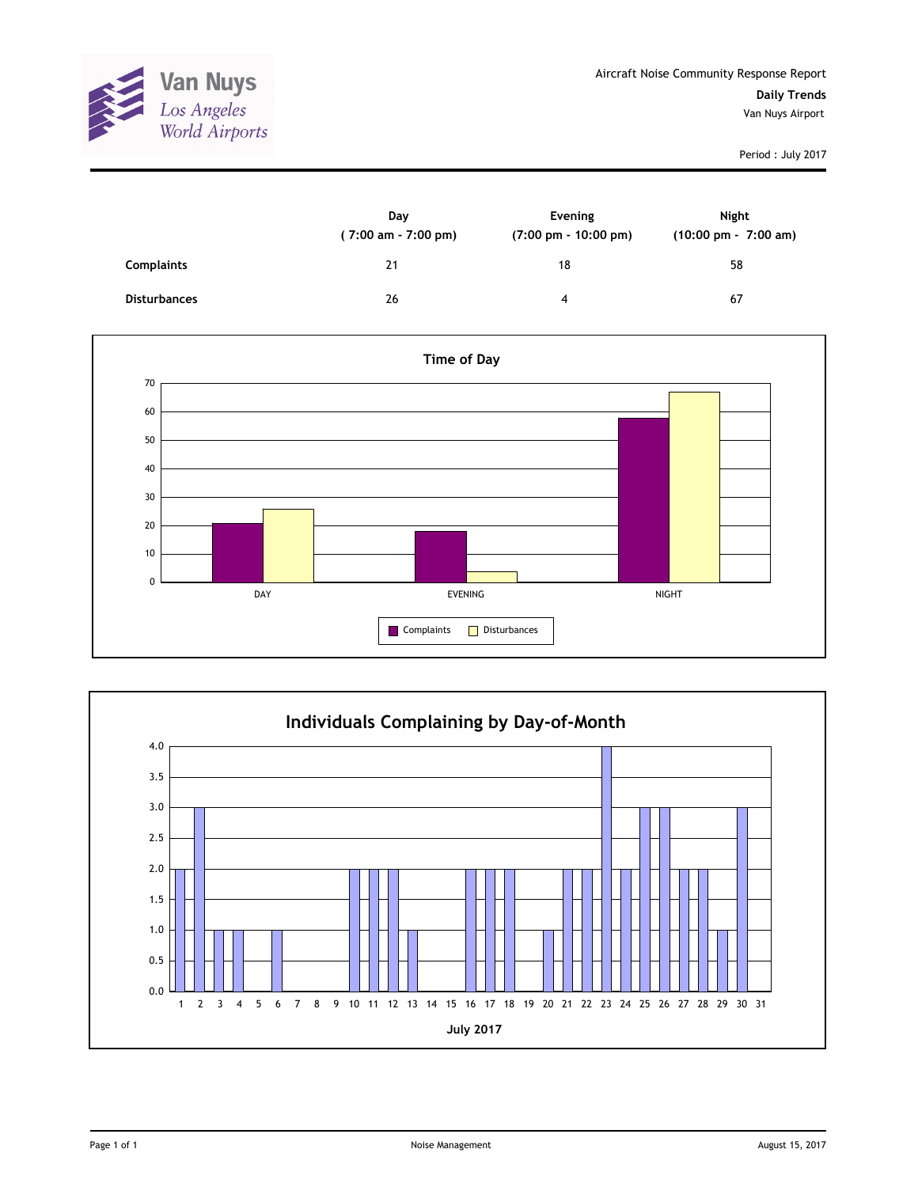Van Nuys
Los Angeles
World Airports

Aircraft Noise Community Response Report

**Daily Trends**

Van Nuys Airport

Period : July 2017

| | Day ( 7:00 am - 7:00 pm) | Evening (7:00 pm - 10:00 pm) | Night (10:00 pm - 7:00 am) |
|---|---|---|---|
| **Complaints** | 21 | 18 | 58 |
| **Disturbances** | 26 | 4 | 67 |

## Time of Day

| | Complaints | Disturbances |
|---|---|---|
| DAY | 21 | 26 |
| EVENING | 18 | 4 |
| NIGHT | 58 | 67 |

## Individuals Complaining by Day-of-Month

July 2017

| Day | 1 | 2 | 3 | 4 | 5 | 6 | 7 | 8 | 9 | 10 | 11 | 12 | 13 | 14 | 15 | 16 | 17 | 18 | 19 | 20 | 21 | 22 | 23 | 24 | 25 | 26 | 27 | 28 | 29 | 30 | 31 |
|---|---|---|---|---|---|---|---|---|---|---|---|---|---|---|---|---|---|---|---|---|---|---|---|---|---|---|---|---|---|---|---|
| Individuals | 2 | 3 | 1 | 1 | 0 | 1 | 0 | 0 | 0 | 2 | 2 | 2 | 1 | 0 | 0 | 2 | 2 | 2 | 0 | 1 | 2 | 2 | 4 | 2 | 3 | 3 | 2 | 2 | 1 | 3 | 0 |

Noise Management

August 15, 2017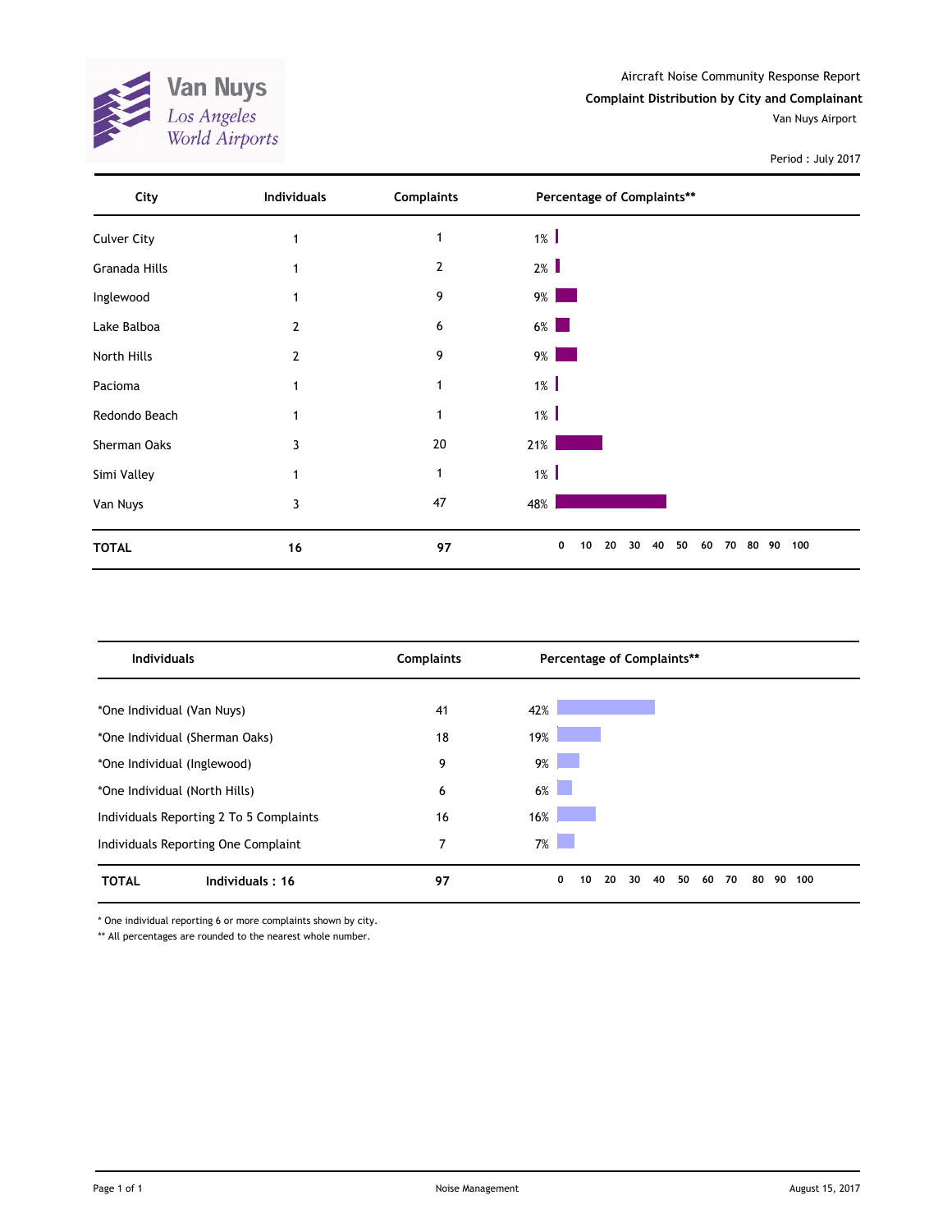Van Nuys
Los Angeles World Airports

Aircraft Noise Community Response Report

**Complaint Distribution by City and Complainant**

Van Nuys Airport

Period : July 2017

| City | Individuals | Complaints | Percentage of Complaints** |
|---|---|---|---|
| Culver City | 1 | 1 | 1% |
| Granada Hills | 1 | 2 | 2% |
| Inglewood | 1 | 9 | 9% |
| Lake Balboa | 2 | 6 | 6% |
| North Hills | 2 | 9 | 9% |
| Pacioma | 1 | 1 | 1% |
| Redondo Beach | 1 | 1 | 1% |
| Sherman Oaks | 3 | 20 | 21% |
| Simi Valley | 1 | 1 | 1% |
| Van Nuys | 3 | 47 | 48% |
| **TOTAL** | **16** | **97** | |

| Individuals | Complaints | Percentage of Complaints** |
|---|---|---|
| *One Individual (Van Nuys) | 41 | 42% |
| *One Individual (Sherman Oaks) | 18 | 19% |
| *One Individual (Inglewood) | 9 | 9% |
| *One Individual (North Hills) | 6 | 6% |
| Individuals Reporting 2 To 5 Complaints | 16 | 16% |
| Individuals Reporting One Complaint | 7 | 7% |
| **TOTAL** **Individuals : 16** | **97** | |

\* One individual reporting 6 or more complaints shown by city.

** All percentages are rounded to the nearest whole number.

Noise Management

August 15, 2017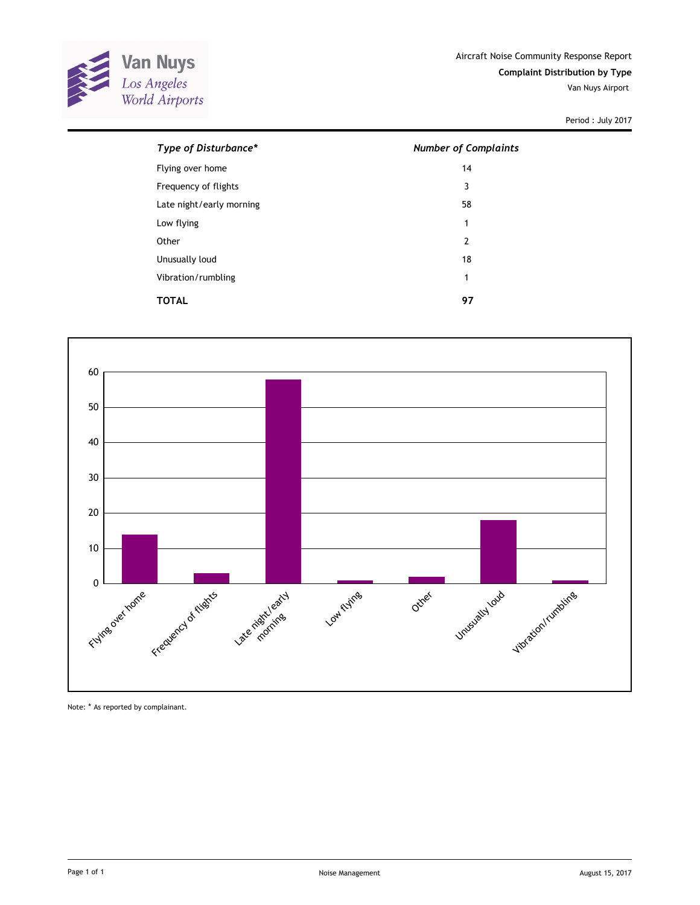Van Nuys
Los Angeles
World Airports

Aircraft Noise Community Response Report

**Complaint Distribution by Type**

Van Nuys Airport

Period : July 2017

| *Type of Disturbance** | *Number of Complaints* |
|---|---|
| Flying over home | 14 |
| Frequency of flights | 3 |
| Late night/early morning | 58 |
| Low flying | 1 |
| Other | 2 |
| Unusually loud | 18 |
| Vibration/rumbling | 1 |
| **TOTAL** | **97** |

Note: * As reported by complainant.

Noise Management

August 15, 2017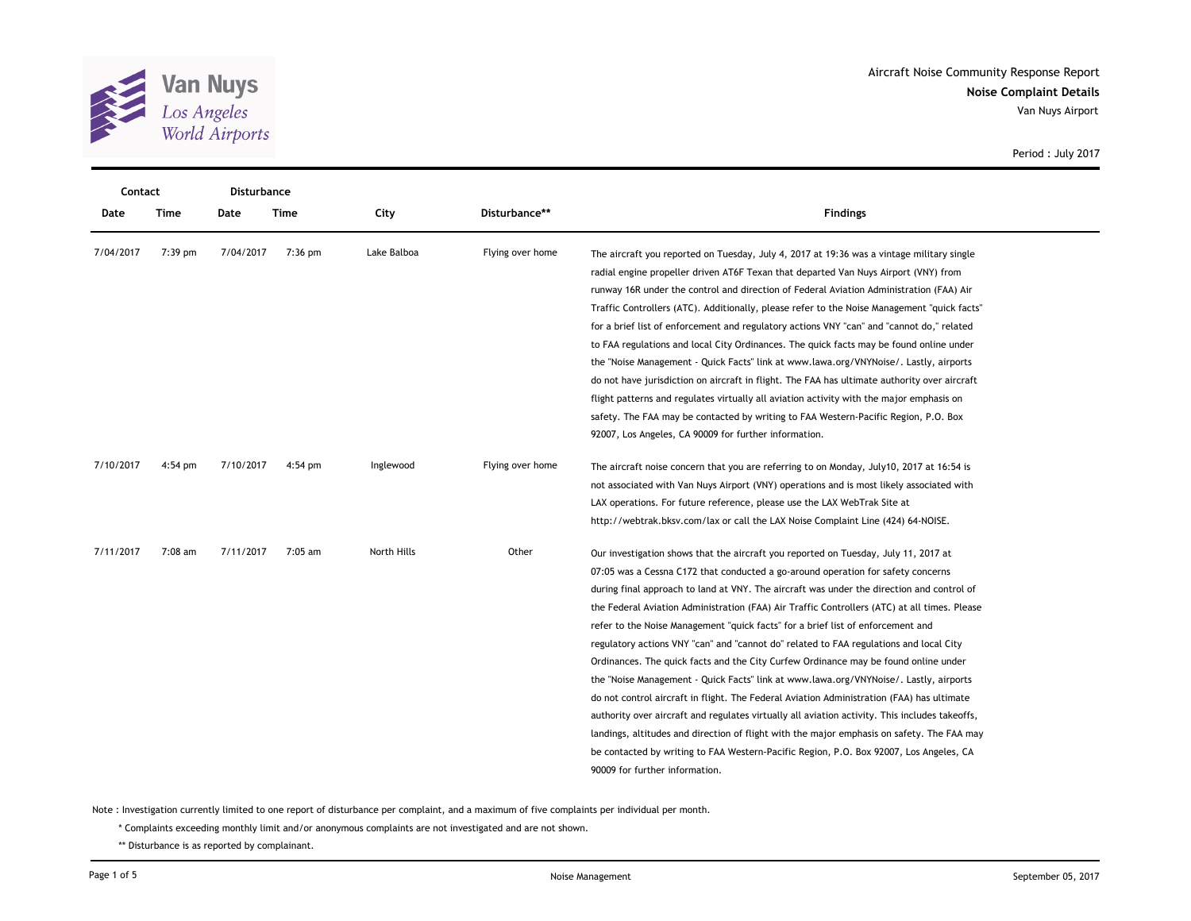Van Nuys
*Los Angeles World Airports*

Aircraft Noise Community Response Report
**Noise Complaint Details**
Van Nuys Airport

Period : July 2017

| Contact | | Disturbance | | | | |
|---|---|---|---|---|---|---|
| **Date** | **Time** | **Date** | **Time** | **City** | **Disturbance**** | **Findings** |
| 7/04/2017 | 7:39 pm | 7/04/2017 | 7:36 pm | Lake Balboa | Flying over home | The aircraft you reported on Tuesday, July 4, 2017 at 19:36 was a vintage military single radial engine propeller driven AT6F Texan that departed Van Nuys Airport (VNY) from runway 16R under the control and direction of Federal Aviation Administration (FAA) Air Traffic Controllers (ATC). Additionally, please refer to the Noise Management "quick facts" for a brief list of enforcement and regulatory actions VNY "can" and "cannot do," related to FAA regulations and local City Ordinances. The quick facts may be found online under the "Noise Management - Quick Facts" link at www.lawa.org/VNYNoise/. Lastly, airports do not have jurisdiction on aircraft in flight. The FAA has ultimate authority over aircraft flight patterns and regulates virtually all aviation activity with the major emphasis on safety. The FAA may be contacted by writing to FAA Western-Pacific Region, P.O. Box 92007, Los Angeles, CA 90009 for further information. |
| 7/10/2017 | 4:54 pm | 7/10/2017 | 4:54 pm | Inglewood | Flying over home | The aircraft noise concern that you are referring to on Monday, July10, 2017 at 16:54 is not associated with Van Nuys Airport (VNY) operations and is most likely associated with LAX operations. For future reference, please use the LAX WebTrak Site at http://webtrak.bksv.com/lax or call the LAX Noise Complaint Line (424) 64-NOISE. |
| 7/11/2017 | 7:08 am | 7/11/2017 | 7:05 am | North Hills | Other | Our investigation shows that the aircraft you reported on Tuesday, July 11, 2017 at 07:05 was a Cessna C172 that conducted a go-around operation for safety concerns during final approach to land at VNY. The aircraft was under the direction and control of the Federal Aviation Administration (FAA) Air Traffic Controllers (ATC) at all times. Please refer to the Noise Management "quick facts" for a brief list of enforcement and regulatory actions VNY "can" and "cannot do" related to FAA regulations and local City Ordinances. The quick facts and the City Curfew Ordinance may be found online under the "Noise Management - Quick Facts" link at www.lawa.org/VNYNoise/. Lastly, airports do not control aircraft in flight. The Federal Aviation Administration (FAA) has ultimate authority over aircraft and regulates virtually all aviation activity. This includes takeoffs, landings, altitudes and direction of flight with the major emphasis on safety. The FAA may be contacted by writing to FAA Western-Pacific Region, P.O. Box 92007, Los Angeles, CA 90009 for further information. |

Note : Investigation currently limited to one report of disturbance per complaint, and a maximum of five complaints per individual per month.

\* Complaints exceeding monthly limit and/or anonymous complaints are not investigated and are not shown.

** Disturbance is as reported by complainant.

Noise Management

September 05, 2017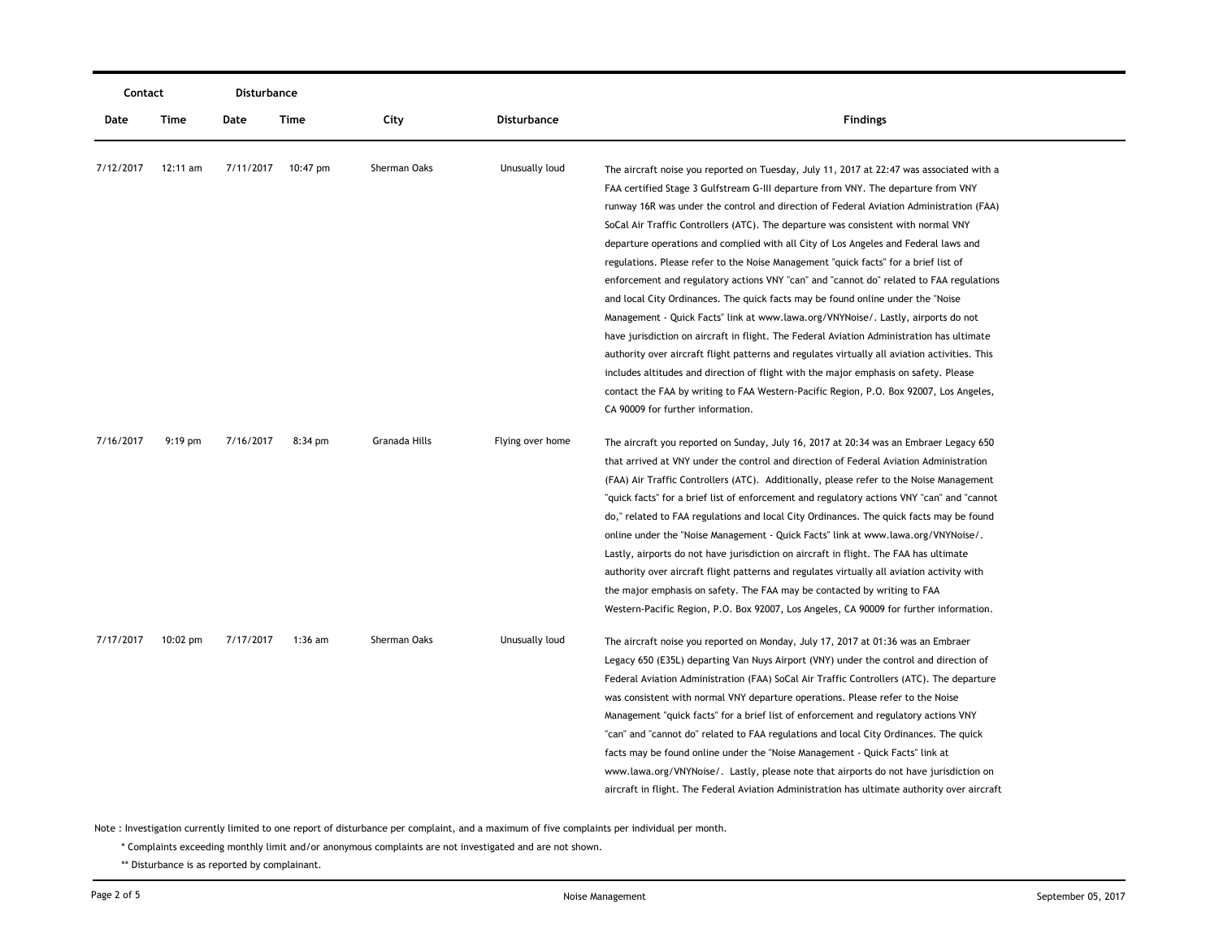| Contact | | Disturbance | | | | |
|---|---|---|---|---|---|---|
| Date | Time | Date | Time | City | Disturbance | Findings |
| 7/12/2017 | 12:11 am | 7/11/2017 | 10:47 pm | Sherman Oaks | Unusually loud | The aircraft noise you reported on Tuesday, July 11, 2017 at 22:47 was associated with a FAA certified Stage 3 Gulfstream G-III departure from VNY. The departure from VNY runway 16R was under the control and direction of Federal Aviation Administration (FAA) SoCal Air Traffic Controllers (ATC). The departure was consistent with normal VNY departure operations and complied with all City of Los Angeles and Federal laws and regulations. Please refer to the Noise Management "quick facts" for a brief list of enforcement and regulatory actions VNY "can" and "cannot do" related to FAA regulations and local City Ordinances. The quick facts may be found online under the "Noise Management - Quick Facts" link at www.lawa.org/VNYNoise/. Lastly, airports do not have jurisdiction on aircraft in flight. The Federal Aviation Administration has ultimate authority over aircraft flight patterns and regulates virtually all aviation activities. This includes altitudes and direction of flight with the major emphasis on safety. Please contact the FAA by writing to FAA Western-Pacific Region, P.O. Box 92007, Los Angeles, CA 90009 for further information. |
| 7/16/2017 | 9:19 pm | 7/16/2017 | 8:34 pm | Granada Hills | Flying over home | The aircraft you reported on Sunday, July 16, 2017 at 20:34 was an Embraer Legacy 650 that arrived at VNY under the control and direction of Federal Aviation Administration (FAA) Air Traffic Controllers (ATC). Additionally, please refer to the Noise Management "quick facts" for a brief list of enforcement and regulatory actions VNY "can" and "cannot do," related to FAA regulations and local City Ordinances. The quick facts may be found online under the "Noise Management - Quick Facts" link at www.lawa.org/VNYNoise/. Lastly, airports do not have jurisdiction on aircraft in flight. The FAA has ultimate authority over aircraft flight patterns and regulates virtually all aviation activity with the major emphasis on safety. The FAA may be contacted by writing to FAA Western-Pacific Region, P.O. Box 92007, Los Angeles, CA 90009 for further information. |
| 7/17/2017 | 10:02 pm | 7/17/2017 | 1:36 am | Sherman Oaks | Unusually loud | The aircraft noise you reported on Monday, July 17, 2017 at 01:36 was an Embraer Legacy 650 (E35L) departing Van Nuys Airport (VNY) under the control and direction of Federal Aviation Administration (FAA) SoCal Air Traffic Controllers (ATC). The departure was consistent with normal VNY departure operations. Please refer to the Noise Management "quick facts" for a brief list of enforcement and regulatory actions VNY "can" and "cannot do" related to FAA regulations and local City Ordinances. The quick facts may be found online under the "Noise Management - Quick Facts" link at www.lawa.org/VNYNoise/. Lastly, please note that airports do not have jurisdiction on aircraft in flight. The Federal Aviation Administration has ultimate authority over aircraft |

Note : Investigation currently limited to one report of disturbance per complaint, and a maximum of five complaints per individual per month.

\* Complaints exceeding monthly limit and/or anonymous complaints are not investigated and are not shown.

\*\* Disturbance is as reported by complainant.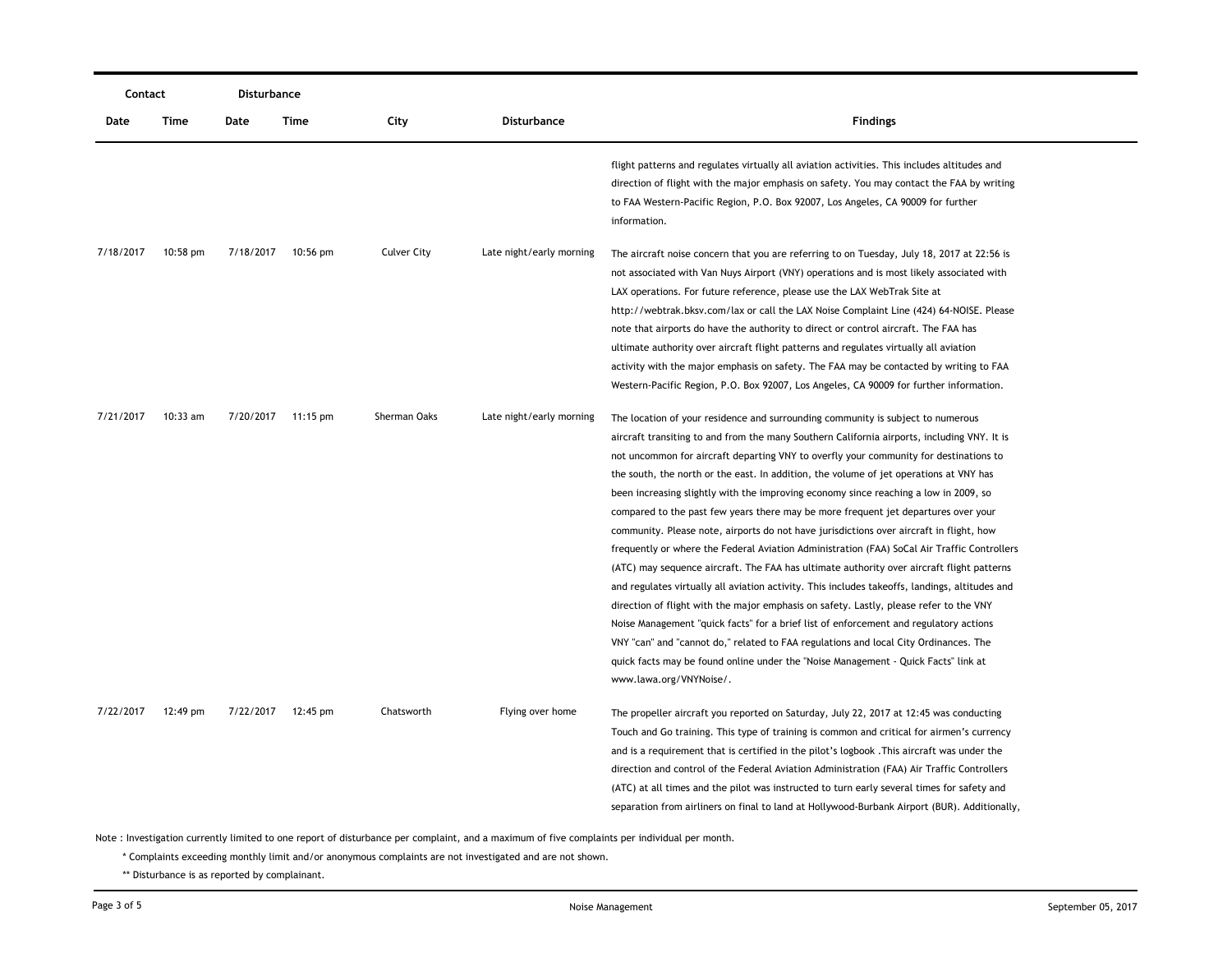| Contact | | Disturbance | | | | |
|---|---|---|---|---|---|---|
| Date | Time | Date | Time | City | Disturbance | Findings |
| | | | | | | flight patterns and regulates virtually all aviation activities. This includes altitudes and direction of flight with the major emphasis on safety. You may contact the FAA by writing to FAA Western-Pacific Region, P.O. Box 92007, Los Angeles, CA 90009 for further information. |
| 7/18/2017 | 10:58 pm | 7/18/2017 | 10:56 pm | Culver City | Late night/early morning | The aircraft noise concern that you are referring to on Tuesday, July 18, 2017 at 22:56 is not associated with Van Nuys Airport (VNY) operations and is most likely associated with LAX operations. For future reference, please use the LAX WebTrak Site at http://webtrak.bksv.com/lax or call the LAX Noise Complaint Line (424) 64-NOISE. Please note that airports do have the authority to direct or control aircraft. The FAA has ultimate authority over aircraft flight patterns and regulates virtually all aviation activity with the major emphasis on safety. The FAA may be contacted by writing to FAA Western-Pacific Region, P.O. Box 92007, Los Angeles, CA 90009 for further information. |
| 7/21/2017 | 10:33 am | 7/20/2017 | 11:15 pm | Sherman Oaks | Late night/early morning | The location of your residence and surrounding community is subject to numerous aircraft transiting to and from the many Southern California airports, including VNY. It is not uncommon for aircraft departing VNY to overfly your community for destinations to the south, the north or the east. In addition, the volume of jet operations at VNY has been increasing slightly with the improving economy since reaching a low in 2009, so compared to the past few years there may be more frequent jet departures over your community. Please note, airports do not have jurisdictions over aircraft in flight, how frequently or where the Federal Aviation Administration (FAA) SoCal Air Traffic Controllers (ATC) may sequence aircraft. The FAA has ultimate authority over aircraft flight patterns and regulates virtually all aviation activity. This includes takeoffs, landings, altitudes and direction of flight with the major emphasis on safety. Lastly, please refer to the VNY Noise Management "quick facts" for a brief list of enforcement and regulatory actions VNY "can" and "cannot do," related to FAA regulations and local City Ordinances. The quick facts may be found online under the "Noise Management - Quick Facts" link at www.lawa.org/VNYNoise/. |
| 7/22/2017 | 12:49 pm | 7/22/2017 | 12:45 pm | Chatsworth | Flying over home | The propeller aircraft you reported on Saturday, July 22, 2017 at 12:45 was conducting Touch and Go training. This type of training is common and critical for airmen's currency and is a requirement that is certified in the pilot's logbook .This aircraft was under the direction and control of the Federal Aviation Administration (FAA) Air Traffic Controllers (ATC) at all times and the pilot was instructed to turn early several times for safety and separation from airliners on final to land at Hollywood-Burbank Airport (BUR). Additionally, |

Note : Investigation currently limited to one report of disturbance per complaint, and a maximum of five complaints per individual per month.

\* Complaints exceeding monthly limit and/or anonymous complaints are not investigated and are not shown.

\*\* Disturbance is as reported by complainant.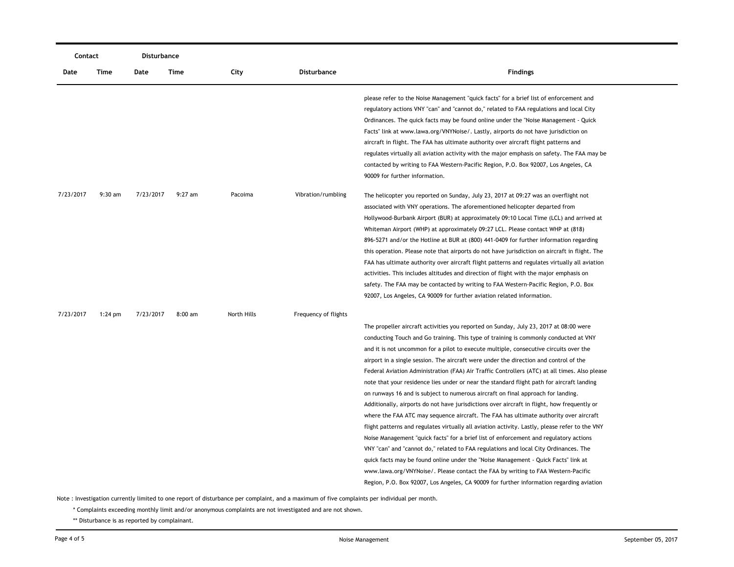| Contact | | Disturbance | | | | |
|---|---|---|---|---|---|---|
| Date | Time | Date | Time | City | Disturbance | Findings |
| | | | | | | please refer to the Noise Management "quick facts" for a brief list of enforcement and regulatory actions VNY "can" and "cannot do," related to FAA regulations and local City Ordinances. The quick facts may be found online under the "Noise Management - Quick Facts" link at www.lawa.org/VNYNoise/. Lastly, airports do not have jurisdiction on aircraft in flight. The FAA has ultimate authority over aircraft flight patterns and regulates virtually all aviation activity with the major emphasis on safety. The FAA may be contacted by writing to FAA Western-Pacific Region, P.O. Box 92007, Los Angeles, CA 90009 for further information. |
| 7/23/2017 | 9:30 am | 7/23/2017 | 9:27 am | Pacoima | Vibration/rumbling | The helicopter you reported on Sunday, July 23, 2017 at 09:27 was an overflight not associated with VNY operations. The aforementioned helicopter departed from Hollywood-Burbank Airport (BUR) at approximately 09:10 Local Time (LCL) and arrived at Whiteman Airport (WHP) at approximately 09:27 LCL. Please contact WHP at (818) 896-5271 and/or the Hotline at BUR at (800) 441-0409 for further information regarding this operation. Please note that airports do not have jurisdiction on aircraft in flight. The FAA has ultimate authority over aircraft flight patterns and regulates virtually all aviation activities. This includes altitudes and direction of flight with the major emphasis on safety. The FAA may be contacted by writing to FAA Western-Pacific Region, P.O. Box 92007, Los Angeles, CA 90009 for further aviation related information. |
| 7/23/2017 | 1:24 pm | 7/23/2017 | 8:00 am | North Hills | Frequency of flights | The propeller aircraft activities you reported on Sunday, July 23, 2017 at 08:00 were conducting Touch and Go training. This type of training is commonly conducted at VNY and it is not uncommon for a pilot to execute multiple, consecutive circuits over the airport in a single session. The aircraft were under the direction and control of the Federal Aviation Administration (FAA) Air Traffic Controllers (ATC) at all times. Also please note that your residence lies under or near the standard flight path for aircraft landing on runways 16 and is subject to numerous aircraft on final approach for landing. Additionally, airports do not have jurisdictions over aircraft in flight, how frequently or where the FAA ATC may sequence aircraft. The FAA has ultimate authority over aircraft flight patterns and regulates virtually all aviation activity. Lastly, please refer to the VNY Noise Management "quick facts" for a brief list of enforcement and regulatory actions VNY "can" and "cannot do," related to FAA regulations and local City Ordinances. The quick facts may be found online under the "Noise Management - Quick Facts" link at www.lawa.org/VNYNoise/. Please contact the FAA by writing to FAA Western-Pacific Region, P.O. Box 92007, Los Angeles, CA 90009 for further information regarding aviation |

Note : Investigation currently limited to one report of disturbance per complaint, and a maximum of five complaints per individual per month.

* Complaints exceeding monthly limit and/or anonymous complaints are not investigated and are not shown.

** Disturbance is as reported by complainant.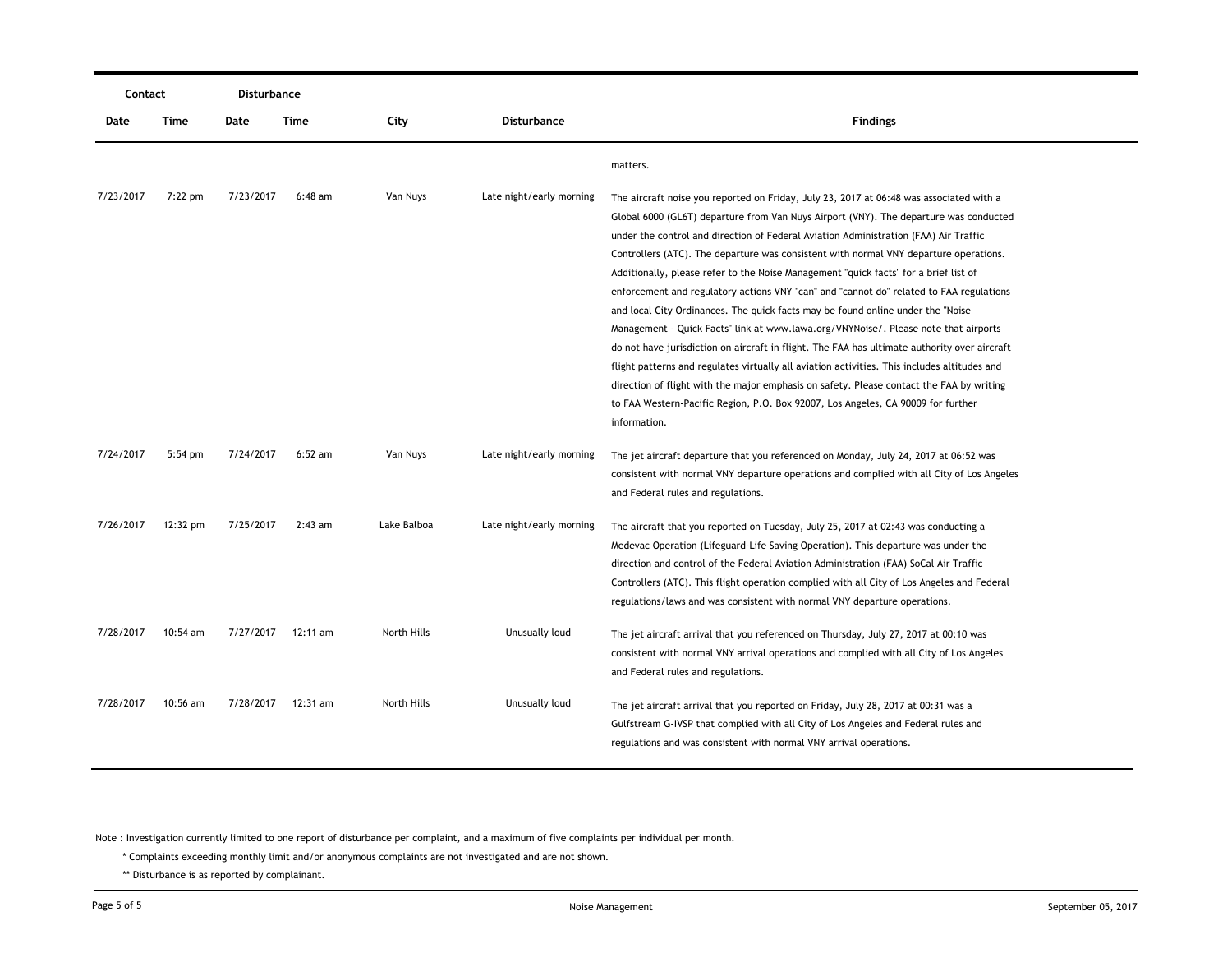| Contact Date | Contact Time | Disturbance Date | Disturbance Time | City | Disturbance | Findings |
|---|---|---|---|---|---|---|
| | | | | | | matters. |
| 7/23/2017 | 7:22 pm | 7/23/2017 | 6:48 am | Van Nuys | Late night/early morning | The aircraft noise you reported on Friday, July 23, 2017 at 06:48 was associated with a Global 6000 (GL6T) departure from Van Nuys Airport (VNY). The departure was conducted under the control and direction of Federal Aviation Administration (FAA) Air Traffic Controllers (ATC). The departure was consistent with normal VNY departure operations. Additionally, please refer to the Noise Management "quick facts" for a brief list of enforcement and regulatory actions VNY "can" and "cannot do" related to FAA regulations and local City Ordinances. The quick facts may be found online under the "Noise Management - Quick Facts" link at www.lawa.org/VNYNoise/. Please note that airports do not have jurisdiction on aircraft in flight. The FAA has ultimate authority over aircraft flight patterns and regulates virtually all aviation activities. This includes altitudes and direction of flight with the major emphasis on safety. Please contact the FAA by writing to FAA Western-Pacific Region, P.O. Box 92007, Los Angeles, CA 90009 for further information. |
| 7/24/2017 | 5:54 pm | 7/24/2017 | 6:52 am | Van Nuys | Late night/early morning | The jet aircraft departure that you referenced on Monday, July 24, 2017 at 06:52 was consistent with normal VNY departure operations and complied with all City of Los Angeles and Federal rules and regulations. |
| 7/26/2017 | 12:32 pm | 7/25/2017 | 2:43 am | Lake Balboa | Late night/early morning | The aircraft that you reported on Tuesday, July 25, 2017 at 02:43 was conducting a Medevac Operation (Lifeguard-Life Saving Operation). This departure was under the direction and control of the Federal Aviation Administration (FAA) SoCal Air Traffic Controllers (ATC). This flight operation complied with all City of Los Angeles and Federal regulations/laws and was consistent with normal VNY departure operations. |
| 7/28/2017 | 10:54 am | 7/27/2017 | 12:11 am | North Hills | Unusually loud | The jet aircraft arrival that you referenced on Thursday, July 27, 2017 at 00:10 was consistent with normal VNY arrival operations and complied with all City of Los Angeles and Federal rules and regulations. |
| 7/28/2017 | 10:56 am | 7/28/2017 | 12:31 am | North Hills | Unusually loud | The jet aircraft arrival that you reported on Friday, July 28, 2017 at 00:31 was a Gulfstream G-IVSP that complied with all City of Los Angeles and Federal rules and regulations and was consistent with normal VNY arrival operations. |

Note : Investigation currently limited to one report of disturbance per complaint, and a maximum of five complaints per individual per month.

\* Complaints exceeding monthly limit and/or anonymous complaints are not investigated and are not shown.

\*\* Disturbance is as reported by complainant.